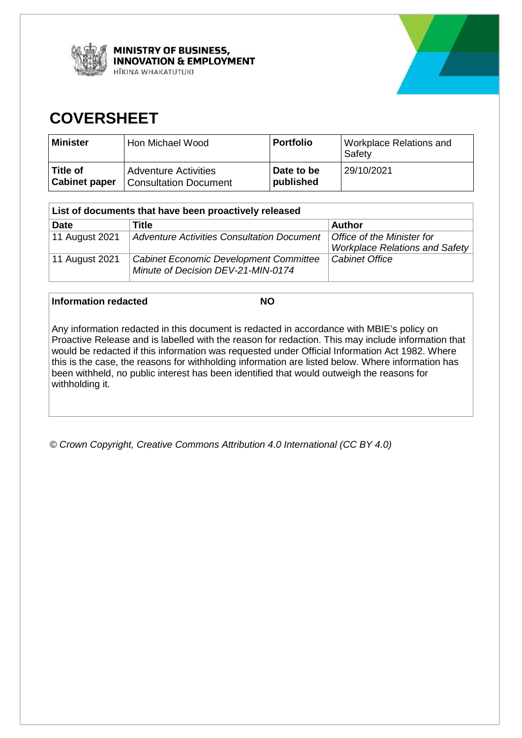MINISTRY OF BUSINESS, INNOVATION & EMPLOYMENT
HĪKINA WHAKATUTUKI

# COVERSHEET

| **Minister** | Hon Michael Wood | **Portfolio** | Workplace Relations and Safety |
|---|---|---|---|
| **Title of Cabinet paper** | Adventure Activities Consultation Document | **Date to be published** | 29/10/2021 |

| **List of documents that have been proactively released** | | |
|---|---|---|
| **Date** | **Title** | **Author** |
| 11 August 2021 | *Adventure Activities Consultation Document* | *Office of the Minister for Workplace Relations and Safety* |
| 11 August 2021 | *Cabinet Economic Development Committee Minute of Decision DEV-21-MIN-0174* | *Cabinet Office* |

**Information redacted** **NO**

Any information redacted in this document is redacted in accordance with MBIE's policy on Proactive Release and is labelled with the reason for redaction. This may include information that would be redacted if this information was requested under Official Information Act 1982. Where this is the case, the reasons for withholding information are listed below. Where information has been withheld, no public interest has been identified that would outweigh the reasons for withholding it.

*© Crown Copyright, Creative Commons Attribution 4.0 International (CC BY 4.0)*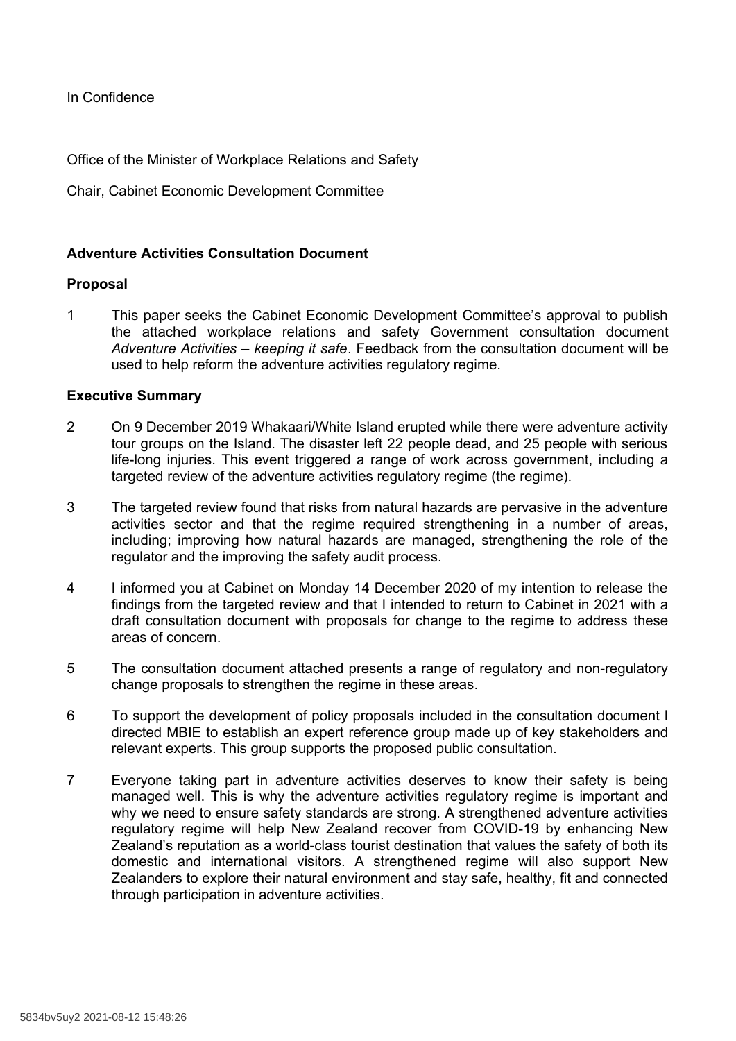In Confidence

Office of the Minister of Workplace Relations and Safety

Chair, Cabinet Economic Development Committee

## Adventure Activities Consultation Document

### Proposal

1 This paper seeks the Cabinet Economic Development Committee's approval to publish the attached workplace relations and safety Government consultation document *Adventure Activities – keeping it safe*. Feedback from the consultation document will be used to help reform the adventure activities regulatory regime.

### Executive Summary

2 On 9 December 2019 Whakaari/White Island erupted while there were adventure activity tour groups on the Island. The disaster left 22 people dead, and 25 people with serious life-long injuries. This event triggered a range of work across government, including a targeted review of the adventure activities regulatory regime (the regime).

3 The targeted review found that risks from natural hazards are pervasive in the adventure activities sector and that the regime required strengthening in a number of areas, including; improving how natural hazards are managed, strengthening the role of the regulator and the improving the safety audit process.

4 I informed you at Cabinet on Monday 14 December 2020 of my intention to release the findings from the targeted review and that I intended to return to Cabinet in 2021 with a draft consultation document with proposals for change to the regime to address these areas of concern.

5 The consultation document attached presents a range of regulatory and non-regulatory change proposals to strengthen the regime in these areas.

6 To support the development of policy proposals included in the consultation document I directed MBIE to establish an expert reference group made up of key stakeholders and relevant experts. This group supports the proposed public consultation.

7 Everyone taking part in adventure activities deserves to know their safety is being managed well. This is why the adventure activities regulatory regime is important and why we need to ensure safety standards are strong. A strengthened adventure activities regulatory regime will help New Zealand recover from COVID-19 by enhancing New Zealand's reputation as a world-class tourist destination that values the safety of both its domestic and international visitors. A strengthened regime will also support New Zealanders to explore their natural environment and stay safe, healthy, fit and connected through participation in adventure activities.

5834bv5uy2 2021-08-12 15:48:26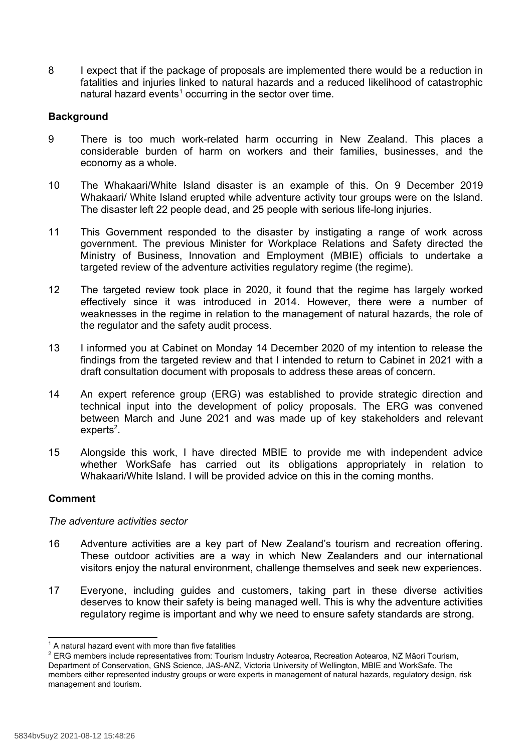8 I expect that if the package of proposals are implemented there would be a reduction in fatalities and injuries linked to natural hazards and a reduced likelihood of catastrophic natural hazard events[1] occurring in the sector over time.

## Background

9 There is too much work-related harm occurring in New Zealand. This places a considerable burden of harm on workers and their families, businesses, and the economy as a whole.

10 The Whakaari/White Island disaster is an example of this. On 9 December 2019 Whakaari/ White Island erupted while adventure activity tour groups were on the Island. The disaster left 22 people dead, and 25 people with serious life-long injuries.

11 This Government responded to the disaster by instigating a range of work across government. The previous Minister for Workplace Relations and Safety directed the Ministry of Business, Innovation and Employment (MBIE) officials to undertake a targeted review of the adventure activities regulatory regime (the regime).

12 The targeted review took place in 2020, it found that the regime has largely worked effectively since it was introduced in 2014. However, there were a number of weaknesses in the regime in relation to the management of natural hazards, the role of the regulator and the safety audit process.

13 I informed you at Cabinet on Monday 14 December 2020 of my intention to release the findings from the targeted review and that I intended to return to Cabinet in 2021 with a draft consultation document with proposals to address these areas of concern.

14 An expert reference group (ERG) was established to provide strategic direction and technical input into the development of policy proposals. The ERG was convened between March and June 2021 and was made up of key stakeholders and relevant experts[2].

15 Alongside this work, I have directed MBIE to provide me with independent advice whether WorkSafe has carried out its obligations appropriately in relation to Whakaari/White Island. I will be provided advice on this in the coming months.

## Comment

*The adventure activities sector*

16 Adventure activities are a key part of New Zealand's tourism and recreation offering. These outdoor activities are a way in which New Zealanders and our international visitors enjoy the natural environment, challenge themselves and seek new experiences.

17 Everyone, including guides and customers, taking part in these diverse activities deserves to know their safety is being managed well. This is why the adventure activities regulatory regime is important and why we need to ensure safety standards are strong.

---

[1] A natural hazard event with more than five fatalities

[2] ERG members include representatives from: Tourism Industry Aotearoa, Recreation Aotearoa, NZ Māori Tourism, Department of Conservation, GNS Science, JAS-ANZ, Victoria University of Wellington, MBIE and WorkSafe. The members either represented industry groups or were experts in management of natural hazards, regulatory design, risk management and tourism.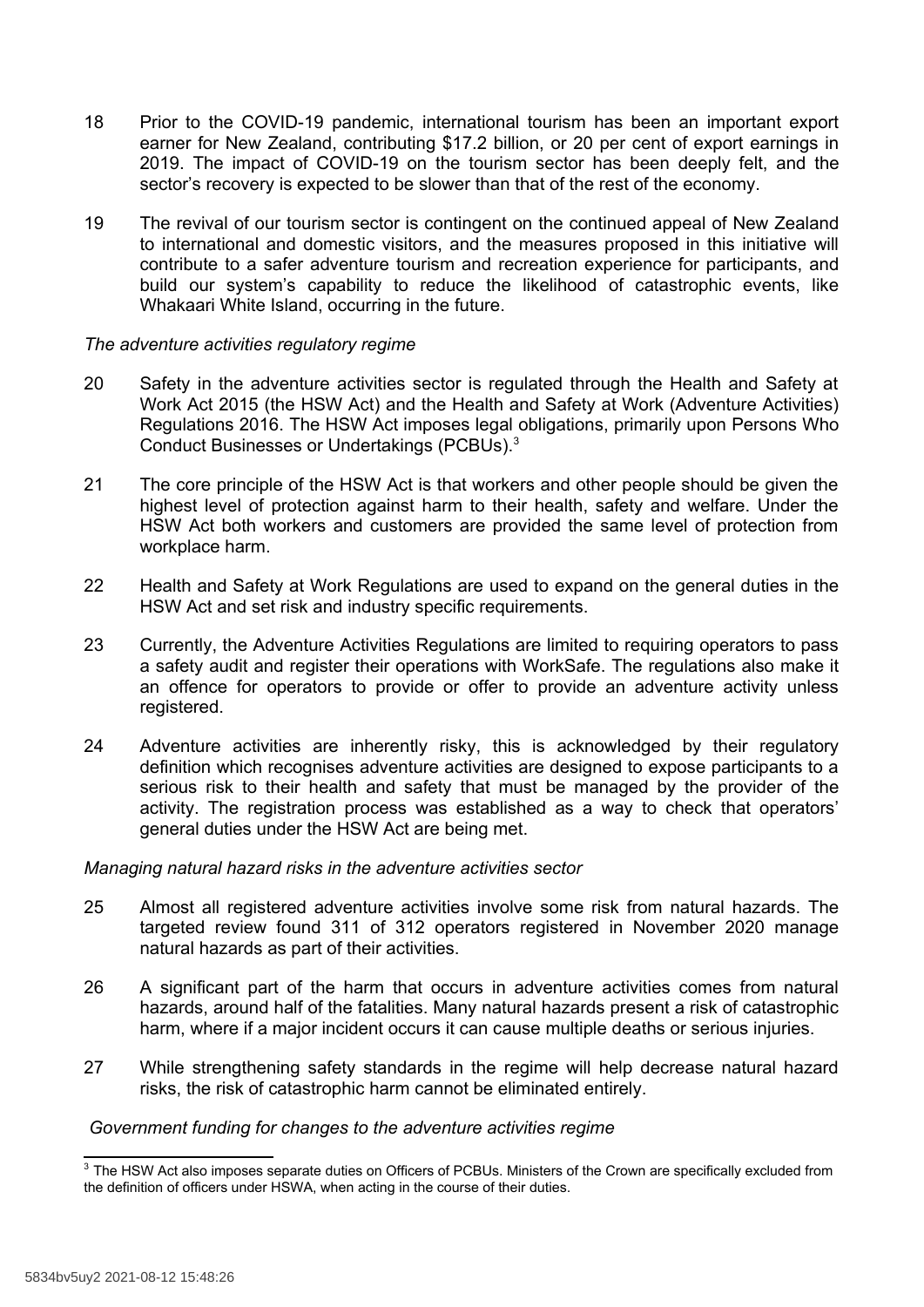18 Prior to the COVID-19 pandemic, international tourism has been an important export earner for New Zealand, contributing $17.2 billion, or 20 per cent of export earnings in 2019. The impact of COVID-19 on the tourism sector has been deeply felt, and the sector's recovery is expected to be slower than that of the rest of the economy.

19 The revival of our tourism sector is contingent on the continued appeal of New Zealand to international and domestic visitors, and the measures proposed in this initiative will contribute to a safer adventure tourism and recreation experience for participants, and build our system's capability to reduce the likelihood of catastrophic events, like Whakaari White Island, occurring in the future.

*The adventure activities regulatory regime*

20 Safety in the adventure activities sector is regulated through the Health and Safety at Work Act 2015 (the HSW Act) and the Health and Safety at Work (Adventure Activities) Regulations 2016. The HSW Act imposes legal obligations, primarily upon Persons Who Conduct Businesses or Undertakings (PCBUs).[3]

21 The core principle of the HSW Act is that workers and other people should be given the highest level of protection against harm to their health, safety and welfare. Under the HSW Act both workers and customers are provided the same level of protection from workplace harm.

22 Health and Safety at Work Regulations are used to expand on the general duties in the HSW Act and set risk and industry specific requirements.

23 Currently, the Adventure Activities Regulations are limited to requiring operators to pass a safety audit and register their operations with WorkSafe. The regulations also make it an offence for operators to provide or offer to provide an adventure activity unless registered.

24 Adventure activities are inherently risky, this is acknowledged by their regulatory definition which recognises adventure activities are designed to expose participants to a serious risk to their health and safety that must be managed by the provider of the activity. The registration process was established as a way to check that operators' general duties under the HSW Act are being met.

*Managing natural hazard risks in the adventure activities sector*

25 Almost all registered adventure activities involve some risk from natural hazards. The targeted review found 311 of 312 operators registered in November 2020 manage natural hazards as part of their activities.

26 A significant part of the harm that occurs in adventure activities comes from natural hazards, around half of the fatalities. Many natural hazards present a risk of catastrophic harm, where if a major incident occurs it can cause multiple deaths or serious injuries.

27 While strengthening safety standards in the regime will help decrease natural hazard risks, the risk of catastrophic harm cannot be eliminated entirely.

*Government funding for changes to the adventure activities regime*

[3] The HSW Act also imposes separate duties on Officers of PCBUs. Ministers of the Crown are specifically excluded from the definition of officers under HSWA, when acting in the course of their duties.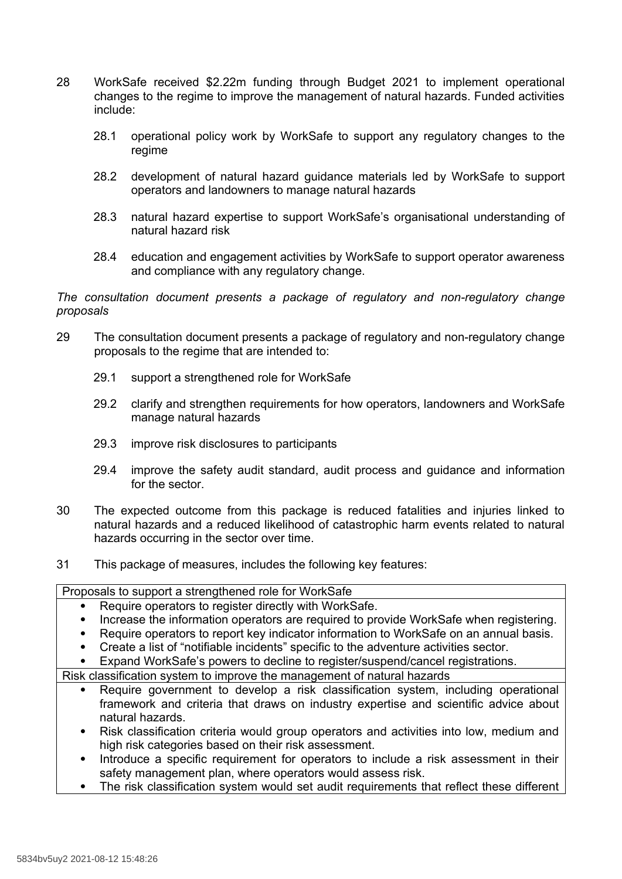28 WorkSafe received $2.22m funding through Budget 2021 to implement operational changes to the regime to improve the management of natural hazards. Funded activities include:

  28.1 operational policy work by WorkSafe to support any regulatory changes to the regime

  28.2 development of natural hazard guidance materials led by WorkSafe to support operators and landowners to manage natural hazards

  28.3 natural hazard expertise to support WorkSafe's organisational understanding of natural hazard risk

  28.4 education and engagement activities by WorkSafe to support operator awareness and compliance with any regulatory change.

*The consultation document presents a package of regulatory and non-regulatory change proposals*

29 The consultation document presents a package of regulatory and non-regulatory change proposals to the regime that are intended to:

  29.1 support a strengthened role for WorkSafe

  29.2 clarify and strengthen requirements for how operators, landowners and WorkSafe manage natural hazards

  29.3 improve risk disclosures to participants

  29.4 improve the safety audit standard, audit process and guidance and information for the sector.

30 The expected outcome from this package is reduced fatalities and injuries linked to natural hazards and a reduced likelihood of catastrophic harm events related to natural hazards occurring in the sector over time.

31 This package of measures, includes the following key features:

| Proposals to support a strengthened role for WorkSafe |
|---|
| • Require operators to register directly with WorkSafe.<br>• Increase the information operators are required to provide WorkSafe when registering.<br>• Require operators to report key indicator information to WorkSafe on an annual basis.<br>• Create a list of "notifiable incidents" specific to the adventure activities sector.<br>• Expand WorkSafe's powers to decline to register/suspend/cancel registrations. |
| Risk classification system to improve the management of natural hazards |
| • Require government to develop a risk classification system, including operational framework and criteria that draws on industry expertise and scientific advice about natural hazards.<br>• Risk classification criteria would group operators and activities into low, medium and high risk categories based on their risk assessment.<br>• Introduce a specific requirement for operators to include a risk assessment in their safety management plan, where operators would assess risk.<br>• The risk classification system would set audit requirements that reflect these different |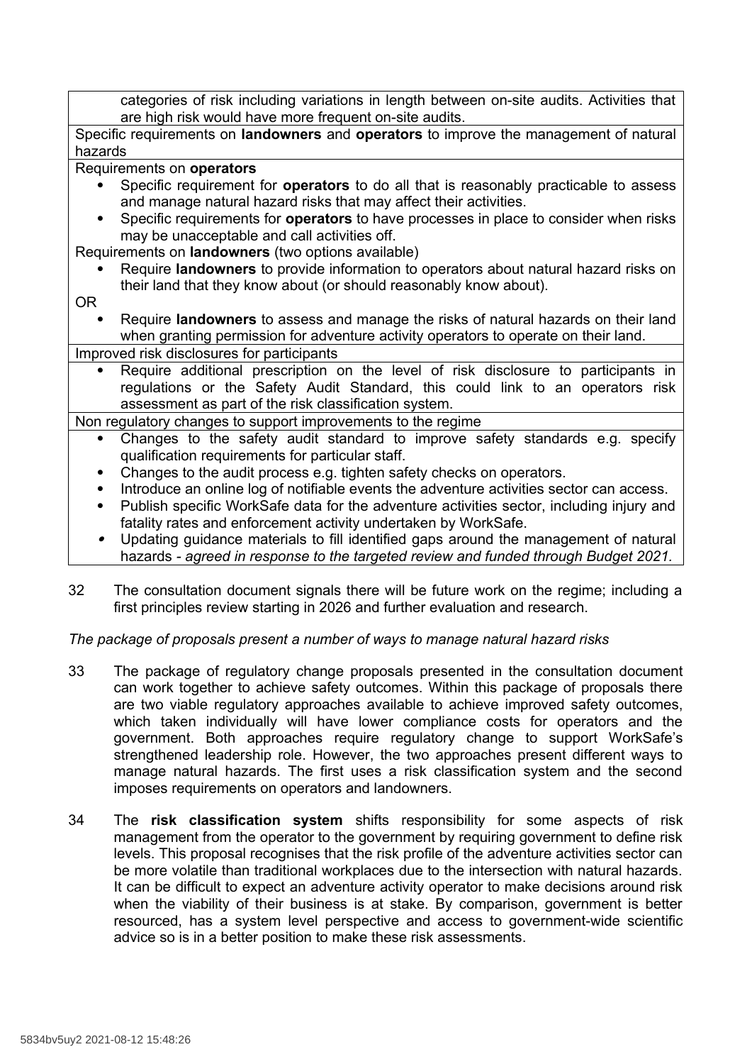| categories of risk including variations in length between on-site audits. Activities that are high risk would have more frequent on-site audits. |
|---|
| Specific requirements on **landowners** and **operators** to improve the management of natural hazards |
| Requirements on **operators**<br>• Specific requirement for **operators** to do all that is reasonably practicable to assess and manage natural hazard risks that may affect their activities.<br>• Specific requirements for **operators** to have processes in place to consider when risks may be unacceptable and call activities off.<br>Requirements on **landowners** (two options available)<br>• Require **landowners** to provide information to operators about natural hazard risks on their land that they know about (or should reasonably know about).<br>OR<br>• Require **landowners** to assess and manage the risks of natural hazards on their land when granting permission for adventure activity operators to operate on their land. |
| Improved risk disclosures for participants |
| • Require additional prescription on the level of risk disclosure to participants in regulations or the Safety Audit Standard, this could link to an operators risk assessment as part of the risk classification system. |
| Non regulatory changes to support improvements to the regime |
| • Changes to the safety audit standard to improve safety standards e.g. specify qualification requirements for particular staff.<br>• Changes to the audit process e.g. tighten safety checks on operators.<br>• Introduce an online log of notifiable events the adventure activities sector can access.<br>• Publish specific WorkSafe data for the adventure activities sector, including injury and fatality rates and enforcement activity undertaken by WorkSafe.<br>• Updating guidance materials to fill identified gaps around the management of natural hazards - *agreed in response to the targeted review and funded through Budget 2021.* |

32 The consultation document signals there will be future work on the regime; including a first principles review starting in 2026 and further evaluation and research.

*The package of proposals present a number of ways to manage natural hazard risks*

33 The package of regulatory change proposals presented in the consultation document can work together to achieve safety outcomes. Within this package of proposals there are two viable regulatory approaches available to achieve improved safety outcomes, which taken individually will have lower compliance costs for operators and the government. Both approaches require regulatory change to support WorkSafe's strengthened leadership role. However, the two approaches present different ways to manage natural hazards. The first uses a risk classification system and the second imposes requirements on operators and landowners.

34 The **risk classification system** shifts responsibility for some aspects of risk management from the operator to the government by requiring government to define risk levels. This proposal recognises that the risk profile of the adventure activities sector can be more volatile than traditional workplaces due to the intersection with natural hazards. It can be difficult to expect an adventure activity operator to make decisions around risk when the viability of their business is at stake. By comparison, government is better resourced, has a system level perspective and access to government-wide scientific advice so is in a better position to make these risk assessments.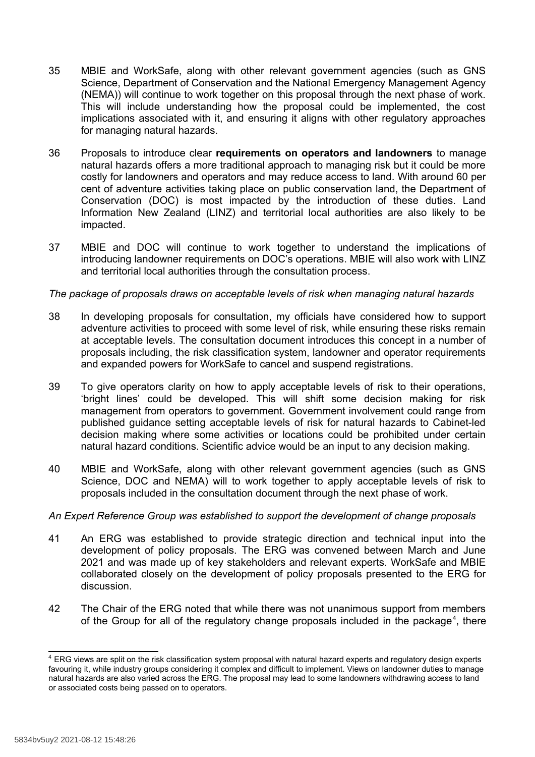35 MBIE and WorkSafe, along with other relevant government agencies (such as GNS Science, Department of Conservation and the National Emergency Management Agency (NEMA)) will continue to work together on this proposal through the next phase of work. This will include understanding how the proposal could be implemented, the cost implications associated with it, and ensuring it aligns with other regulatory approaches for managing natural hazards.

36 Proposals to introduce clear **requirements on operators and landowners** to manage natural hazards offers a more traditional approach to managing risk but it could be more costly for landowners and operators and may reduce access to land. With around 60 per cent of adventure activities taking place on public conservation land, the Department of Conservation (DOC) is most impacted by the introduction of these duties. Land Information New Zealand (LINZ) and territorial local authorities are also likely to be impacted.

37 MBIE and DOC will continue to work together to understand the implications of introducing landowner requirements on DOC's operations. MBIE will also work with LINZ and territorial local authorities through the consultation process.

*The package of proposals draws on acceptable levels of risk when managing natural hazards*

38 In developing proposals for consultation, my officials have considered how to support adventure activities to proceed with some level of risk, while ensuring these risks remain at acceptable levels. The consultation document introduces this concept in a number of proposals including, the risk classification system, landowner and operator requirements and expanded powers for WorkSafe to cancel and suspend registrations.

39 To give operators clarity on how to apply acceptable levels of risk to their operations, 'bright lines' could be developed. This will shift some decision making for risk management from operators to government. Government involvement could range from published guidance setting acceptable levels of risk for natural hazards to Cabinet-led decision making where some activities or locations could be prohibited under certain natural hazard conditions. Scientific advice would be an input to any decision making.

40 MBIE and WorkSafe, along with other relevant government agencies (such as GNS Science, DOC and NEMA) will to work together to apply acceptable levels of risk to proposals included in the consultation document through the next phase of work.

*An Expert Reference Group was established to support the development of change proposals*

41 An ERG was established to provide strategic direction and technical input into the development of policy proposals. The ERG was convened between March and June 2021 and was made up of key stakeholders and relevant experts. WorkSafe and MBIE collaborated closely on the development of policy proposals presented to the ERG for discussion.

42 The Chair of the ERG noted that while there was not unanimous support from members of the Group for all of the regulatory change proposals included in the package[4], there

[4] ERG views are split on the risk classification system proposal with natural hazard experts and regulatory design experts favouring it, while industry groups considering it complex and difficult to implement. Views on landowner duties to manage natural hazards are also varied across the ERG. The proposal may lead to some landowners withdrawing access to land or associated costs being passed on to operators.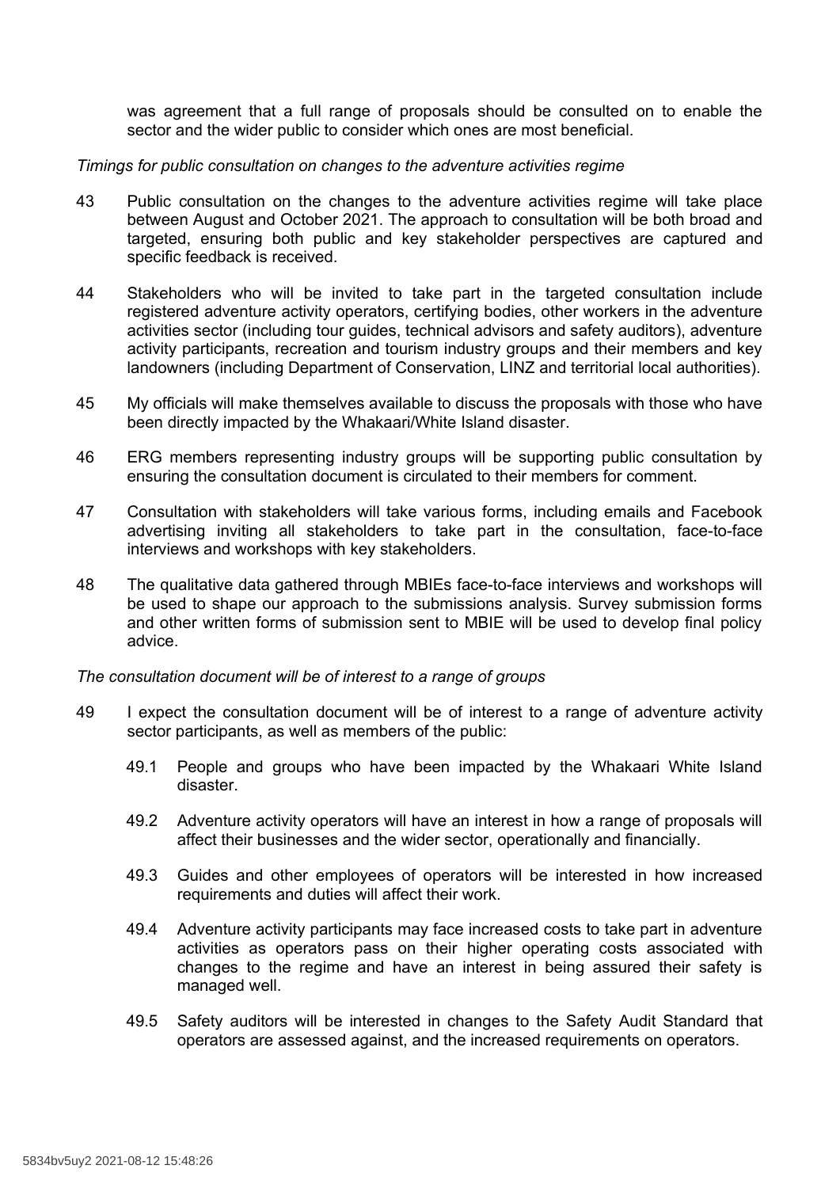was agreement that a full range of proposals should be consulted on to enable the sector and the wider public to consider which ones are most beneficial.

*Timings for public consultation on changes to the adventure activities regime*

43 Public consultation on the changes to the adventure activities regime will take place between August and October 2021. The approach to consultation will be both broad and targeted, ensuring both public and key stakeholder perspectives are captured and specific feedback is received.

44 Stakeholders who will be invited to take part in the targeted consultation include registered adventure activity operators, certifying bodies, other workers in the adventure activities sector (including tour guides, technical advisors and safety auditors), adventure activity participants, recreation and tourism industry groups and their members and key landowners (including Department of Conservation, LINZ and territorial local authorities).

45 My officials will make themselves available to discuss the proposals with those who have been directly impacted by the Whakaari/White Island disaster.

46 ERG members representing industry groups will be supporting public consultation by ensuring the consultation document is circulated to their members for comment.

47 Consultation with stakeholders will take various forms, including emails and Facebook advertising inviting all stakeholders to take part in the consultation, face-to-face interviews and workshops with key stakeholders.

48 The qualitative data gathered through MBIEs face-to-face interviews and workshops will be used to shape our approach to the submissions analysis. Survey submission forms and other written forms of submission sent to MBIE will be used to develop final policy advice.

*The consultation document will be of interest to a range of groups*

49 I expect the consultation document will be of interest to a range of adventure activity sector participants, as well as members of the public:

49.1 People and groups who have been impacted by the Whakaari White Island disaster.

49.2 Adventure activity operators will have an interest in how a range of proposals will affect their businesses and the wider sector, operationally and financially.

49.3 Guides and other employees of operators will be interested in how increased requirements and duties will affect their work.

49.4 Adventure activity participants may face increased costs to take part in adventure activities as operators pass on their higher operating costs associated with changes to the regime and have an interest in being assured their safety is managed well.

49.5 Safety auditors will be interested in changes to the Safety Audit Standard that operators are assessed against, and the increased requirements on operators.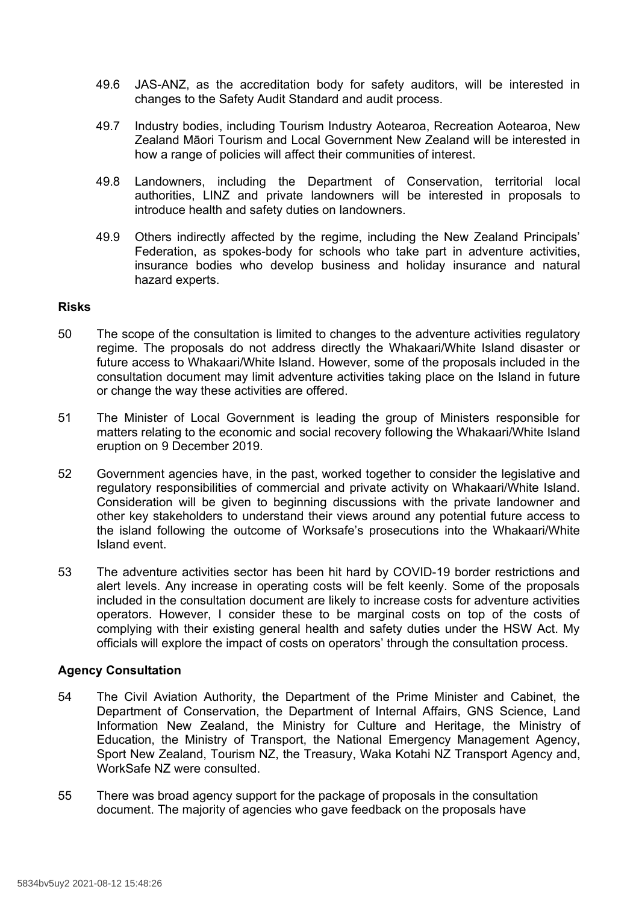49.6 JAS-ANZ, as the accreditation body for safety auditors, will be interested in changes to the Safety Audit Standard and audit process.

49.7 Industry bodies, including Tourism Industry Aotearoa, Recreation Aotearoa, New Zealand Māori Tourism and Local Government New Zealand will be interested in how a range of policies will affect their communities of interest.

49.8 Landowners, including the Department of Conservation, territorial local authorities, LINZ and private landowners will be interested in proposals to introduce health and safety duties on landowners.

49.9 Others indirectly affected by the regime, including the New Zealand Principals' Federation, as spokes-body for schools who take part in adventure activities, insurance bodies who develop business and holiday insurance and natural hazard experts.

**Risks**

50 The scope of the consultation is limited to changes to the adventure activities regulatory regime. The proposals do not address directly the Whakaari/White Island disaster or future access to Whakaari/White Island. However, some of the proposals included in the consultation document may limit adventure activities taking place on the Island in future or change the way these activities are offered.

51 The Minister of Local Government is leading the group of Ministers responsible for matters relating to the economic and social recovery following the Whakaari/White Island eruption on 9 December 2019.

52 Government agencies have, in the past, worked together to consider the legislative and regulatory responsibilities of commercial and private activity on Whakaari/White Island. Consideration will be given to beginning discussions with the private landowner and other key stakeholders to understand their views around any potential future access to the island following the outcome of Worksafe's prosecutions into the Whakaari/White Island event.

53 The adventure activities sector has been hit hard by COVID-19 border restrictions and alert levels. Any increase in operating costs will be felt keenly. Some of the proposals included in the consultation document are likely to increase costs for adventure activities operators. However, I consider these to be marginal costs on top of the costs of complying with their existing general health and safety duties under the HSW Act. My officials will explore the impact of costs on operators' through the consultation process.

**Agency Consultation**

54 The Civil Aviation Authority, the Department of the Prime Minister and Cabinet, the Department of Conservation, the Department of Internal Affairs, GNS Science, Land Information New Zealand, the Ministry for Culture and Heritage, the Ministry of Education, the Ministry of Transport, the National Emergency Management Agency, Sport New Zealand, Tourism NZ, the Treasury, Waka Kotahi NZ Transport Agency and, WorkSafe NZ were consulted.

55 There was broad agency support for the package of proposals in the consultation document. The majority of agencies who gave feedback on the proposals have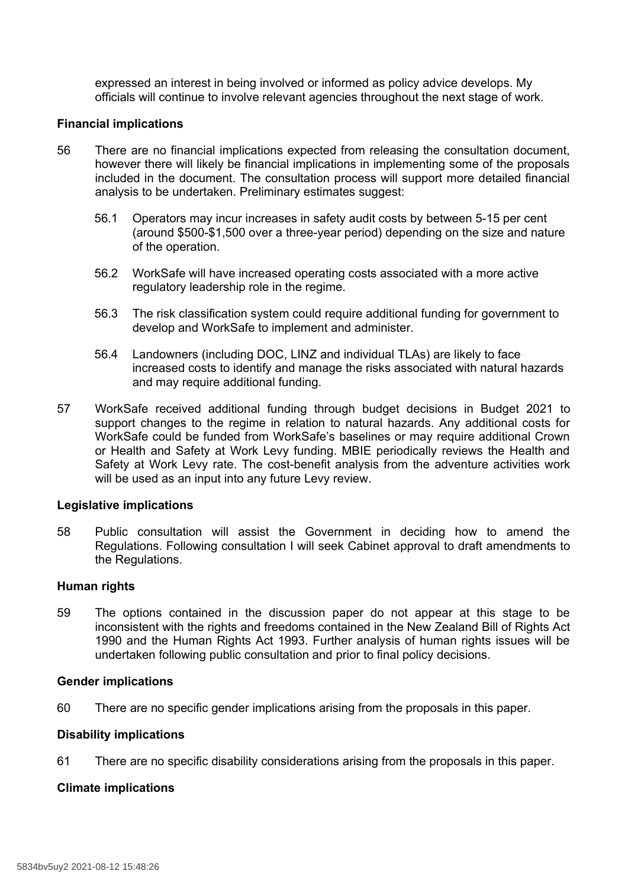expressed an interest in being involved or informed as policy advice develops. My officials will continue to involve relevant agencies throughout the next stage of work.

**Financial implications**

56 There are no financial implications expected from releasing the consultation document, however there will likely be financial implications in implementing some of the proposals included in the document. The consultation process will support more detailed financial analysis to be undertaken. Preliminary estimates suggest:

56.1 Operators may incur increases in safety audit costs by between 5-15 per cent (around $500-$1,500 over a three-year period) depending on the size and nature of the operation.

56.2 WorkSafe will have increased operating costs associated with a more active regulatory leadership role in the regime.

56.3 The risk classification system could require additional funding for government to develop and WorkSafe to implement and administer.

56.4 Landowners (including DOC, LINZ and individual TLAs) are likely to face increased costs to identify and manage the risks associated with natural hazards and may require additional funding.

57 WorkSafe received additional funding through budget decisions in Budget 2021 to support changes to the regime in relation to natural hazards. Any additional costs for WorkSafe could be funded from WorkSafe's baselines or may require additional Crown or Health and Safety at Work Levy funding. MBIE periodically reviews the Health and Safety at Work Levy rate. The cost-benefit analysis from the adventure activities work will be used as an input into any future Levy review.

**Legislative implications**

58 Public consultation will assist the Government in deciding how to amend the Regulations. Following consultation I will seek Cabinet approval to draft amendments to the Regulations.

**Human rights**

59 The options contained in the discussion paper do not appear at this stage to be inconsistent with the rights and freedoms contained in the New Zealand Bill of Rights Act 1990 and the Human Rights Act 1993. Further analysis of human rights issues will be undertaken following public consultation and prior to final policy decisions.

**Gender implications**

60 There are no specific gender implications arising from the proposals in this paper.

**Disability implications**

61 There are no specific disability considerations arising from the proposals in this paper.

**Climate implications**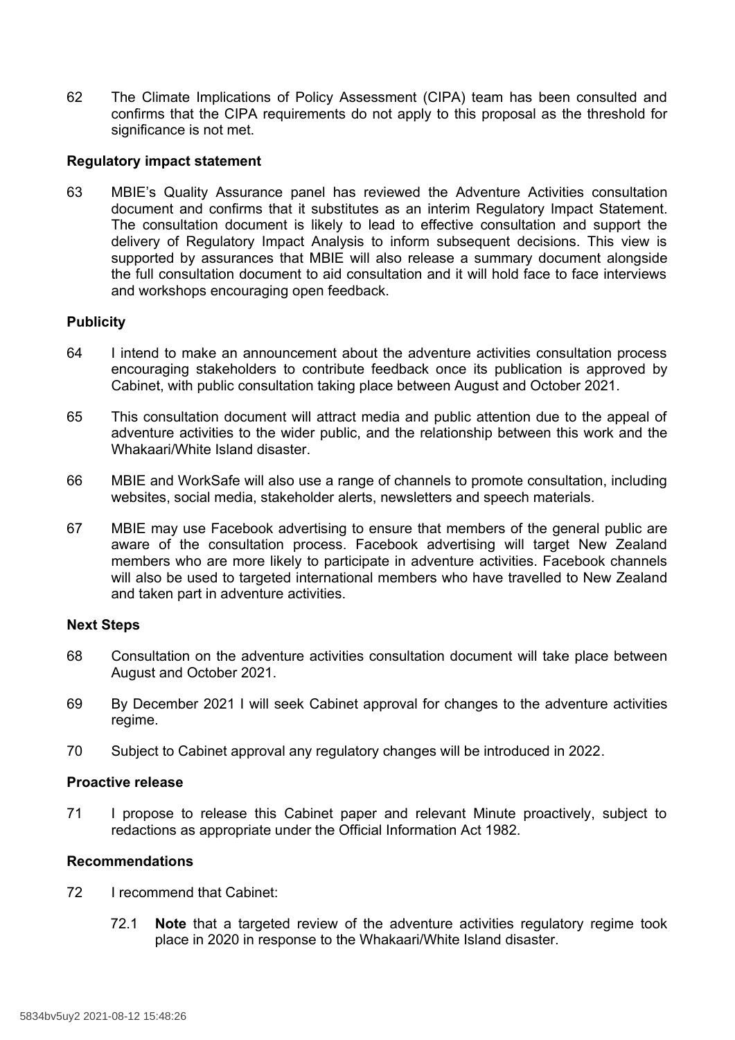62 The Climate Implications of Policy Assessment (CIPA) team has been consulted and confirms that the CIPA requirements do not apply to this proposal as the threshold for significance is not met.

### Regulatory impact statement

63 MBIE's Quality Assurance panel has reviewed the Adventure Activities consultation document and confirms that it substitutes as an interim Regulatory Impact Statement. The consultation document is likely to lead to effective consultation and support the delivery of Regulatory Impact Analysis to inform subsequent decisions. This view is supported by assurances that MBIE will also release a summary document alongside the full consultation document to aid consultation and it will hold face to face interviews and workshops encouraging open feedback.

### Publicity

64 I intend to make an announcement about the adventure activities consultation process encouraging stakeholders to contribute feedback once its publication is approved by Cabinet, with public consultation taking place between August and October 2021.

65 This consultation document will attract media and public attention due to the appeal of adventure activities to the wider public, and the relationship between this work and the Whakaari/White Island disaster.

66 MBIE and WorkSafe will also use a range of channels to promote consultation, including websites, social media, stakeholder alerts, newsletters and speech materials.

67 MBIE may use Facebook advertising to ensure that members of the general public are aware of the consultation process. Facebook advertising will target New Zealand members who are more likely to participate in adventure activities. Facebook channels will also be used to targeted international members who have travelled to New Zealand and taken part in adventure activities.

### Next Steps

68 Consultation on the adventure activities consultation document will take place between August and October 2021.

69 By December 2021 I will seek Cabinet approval for changes to the adventure activities regime.

70 Subject to Cabinet approval any regulatory changes will be introduced in 2022.

### Proactive release

71 I propose to release this Cabinet paper and relevant Minute proactively, subject to redactions as appropriate under the Official Information Act 1982.

### Recommendations

72 I recommend that Cabinet:

72.1 **Note** that a targeted review of the adventure activities regulatory regime took place in 2020 in response to the Whakaari/White Island disaster.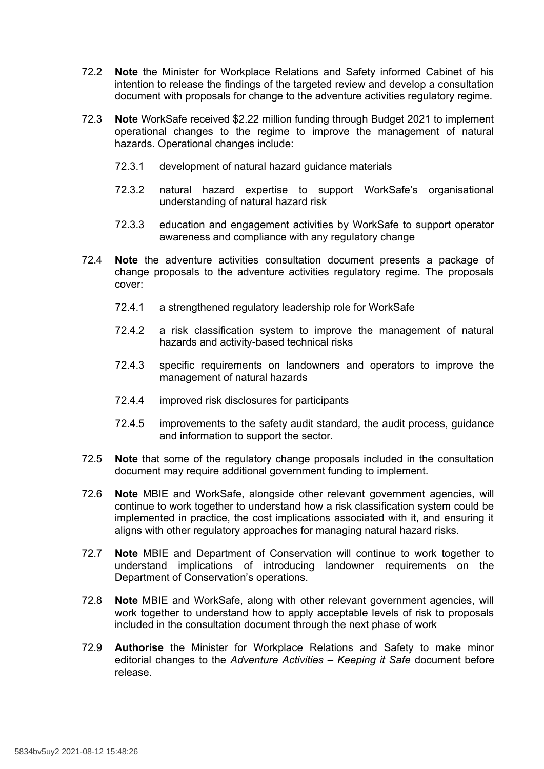72.2 **Note** the Minister for Workplace Relations and Safety informed Cabinet of his intention to release the findings of the targeted review and develop a consultation document with proposals for change to the adventure activities regulatory regime.

72.3 **Note** WorkSafe received $2.22 million funding through Budget 2021 to implement operational changes to the regime to improve the management of natural hazards. Operational changes include:

72.3.1 development of natural hazard guidance materials

72.3.2 natural hazard expertise to support WorkSafe's organisational understanding of natural hazard risk

72.3.3 education and engagement activities by WorkSafe to support operator awareness and compliance with any regulatory change

72.4 **Note** the adventure activities consultation document presents a package of change proposals to the adventure activities regulatory regime. The proposals cover:

72.4.1 a strengthened regulatory leadership role for WorkSafe

72.4.2 a risk classification system to improve the management of natural hazards and activity-based technical risks

72.4.3 specific requirements on landowners and operators to improve the management of natural hazards

72.4.4 improved risk disclosures for participants

72.4.5 improvements to the safety audit standard, the audit process, guidance and information to support the sector.

72.5 **Note** that some of the regulatory change proposals included in the consultation document may require additional government funding to implement.

72.6 **Note** MBIE and WorkSafe, alongside other relevant government agencies, will continue to work together to understand how a risk classification system could be implemented in practice, the cost implications associated with it, and ensuring it aligns with other regulatory approaches for managing natural hazard risks.

72.7 **Note** MBIE and Department of Conservation will continue to work together to understand implications of introducing landowner requirements on the Department of Conservation's operations.

72.8 **Note** MBIE and WorkSafe, along with other relevant government agencies, will work together to understand how to apply acceptable levels of risk to proposals included in the consultation document through the next phase of work

72.9 **Authorise** the Minister for Workplace Relations and Safety to make minor editorial changes to the *Adventure Activities – Keeping it Safe* document before release.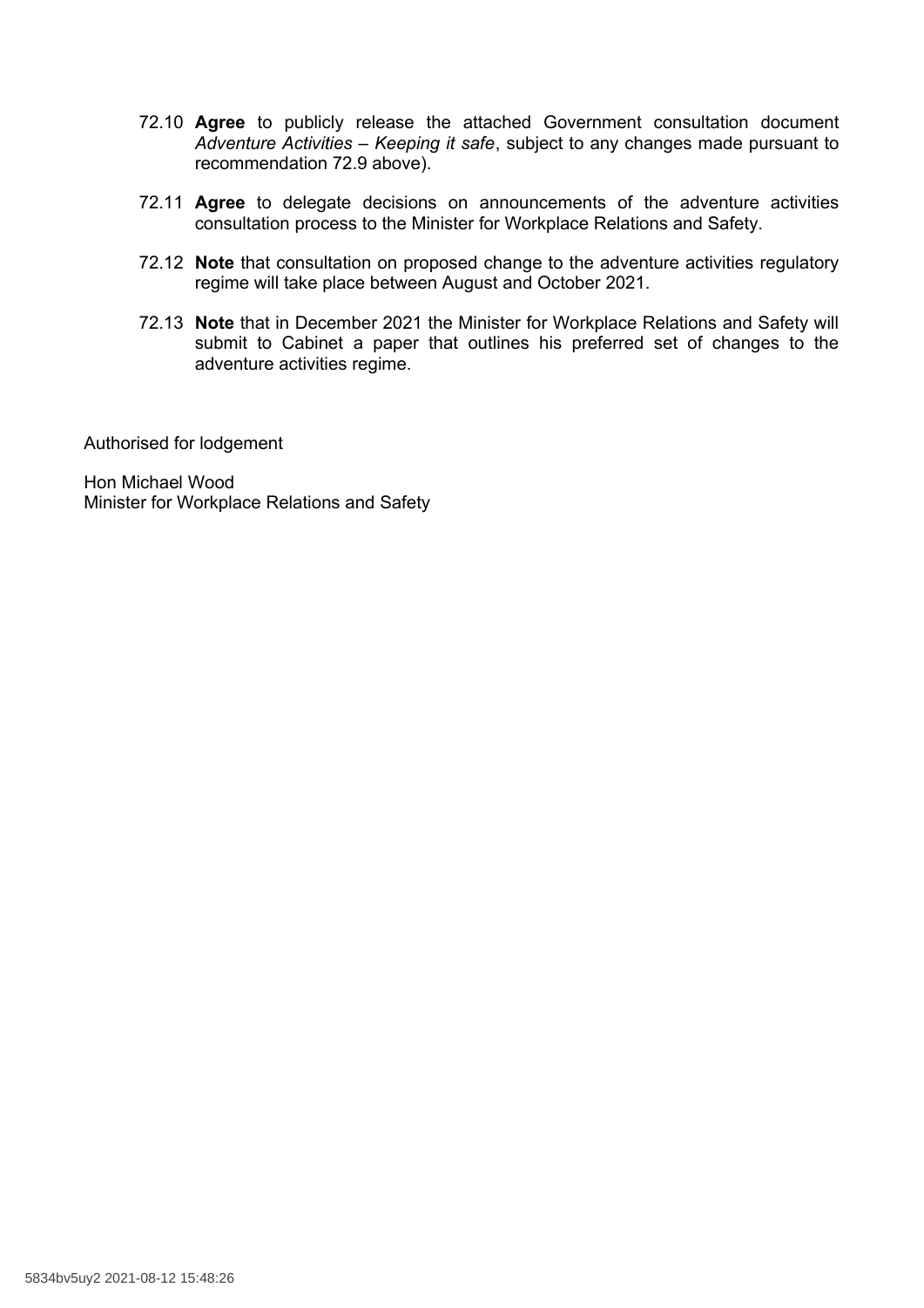72.10 **Agree** to publicly release the attached Government consultation document *Adventure Activities – Keeping it safe*, subject to any changes made pursuant to recommendation 72.9 above).

72.11 **Agree** to delegate decisions on announcements of the adventure activities consultation process to the Minister for Workplace Relations and Safety.

72.12 **Note** that consultation on proposed change to the adventure activities regulatory regime will take place between August and October 2021.

72.13 **Note** that in December 2021 the Minister for Workplace Relations and Safety will submit to Cabinet a paper that outlines his preferred set of changes to the adventure activities regime.

Authorised for lodgement

Hon Michael Wood
Minister for Workplace Relations and Safety